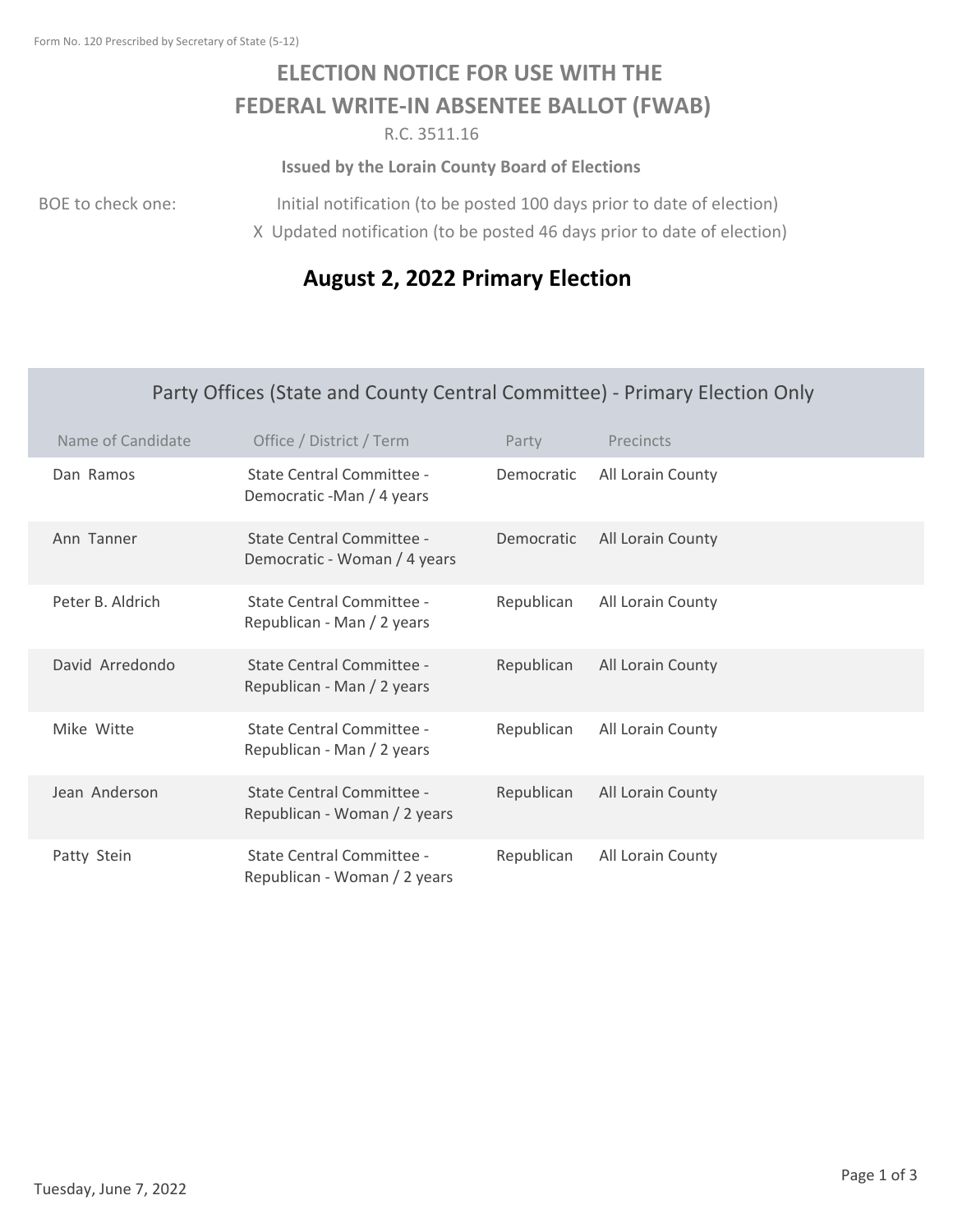Form No. 120 Prescribed by Secretary of State (5-12)

# ELECTION NOTICE FOR USE WITH THE FEDERAL WRITE-IN ABSENTEE BALLOT (FWAB)

R.C. 3511.16

**Issued by the Lorain County Board of Elections**

BOE to check one:

Initial notification (to be posted 100 days prior to date of election)

X Updated notification (to be posted 46 days prior to date of election)

## August 2, 2022 Primary Election

### Party Offices (State and County Central Committee) - Primary Election Only

| Name of Candidate | Office / District / Term | Party | Precincts |
|---|---|---|---|
| Dan Ramos | State Central Committee - Democratic -Man / 4 years | Democratic | All Lorain County |
| Ann Tanner | State Central Committee - Democratic - Woman / 4 years | Democratic | All Lorain County |
| Peter B. Aldrich | State Central Committee - Republican - Man / 2 years | Republican | All Lorain County |
| David Arredondo | State Central Committee - Republican - Man / 2 years | Republican | All Lorain County |
| Mike Witte | State Central Committee - Republican - Man / 2 years | Republican | All Lorain County |
| Jean Anderson | State Central Committee - Republican - Woman / 2 years | Republican | All Lorain County |
| Patty Stein | State Central Committee - Republican - Woman / 2 years | Republican | All Lorain County |

Tuesday, June 7, 2022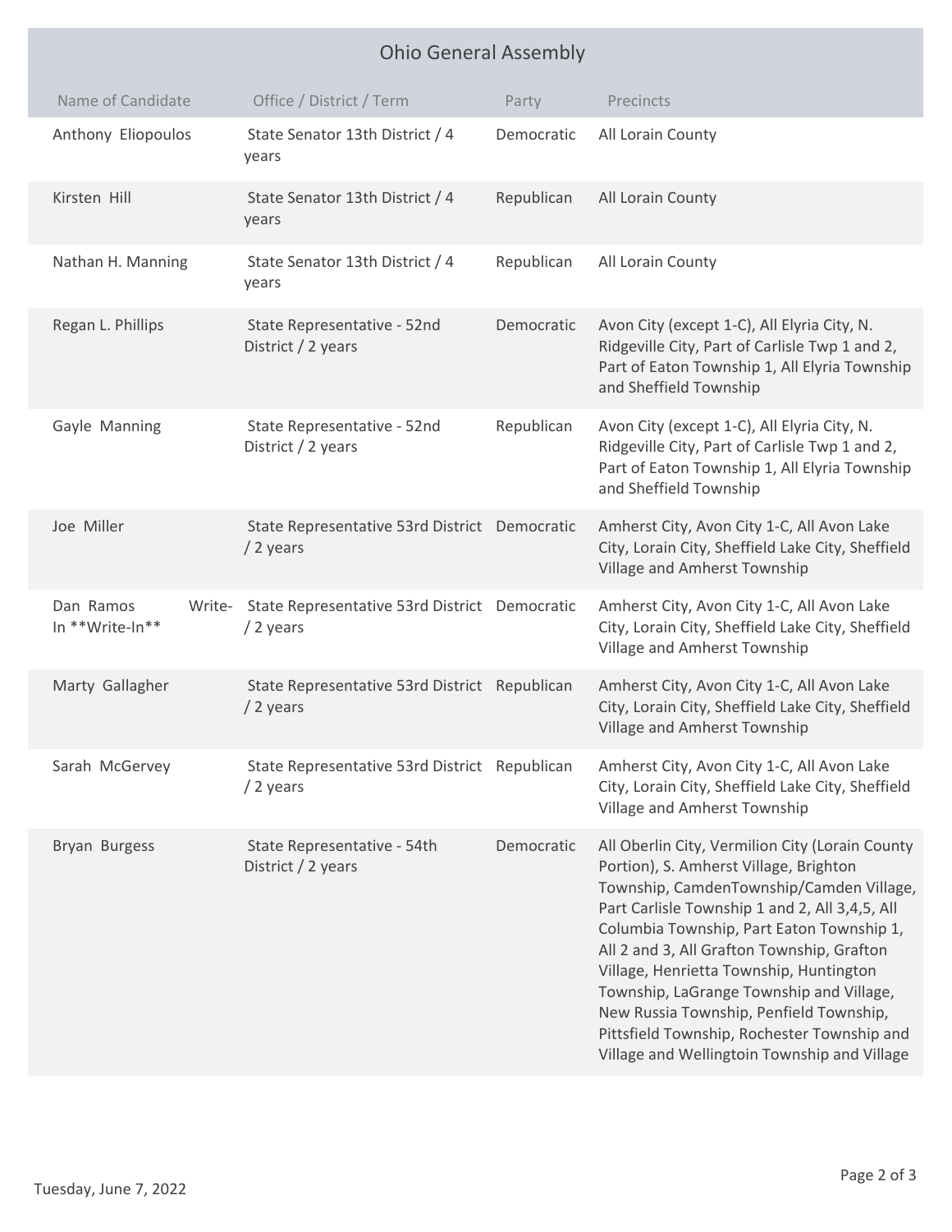## Ohio General Assembly

| Name of Candidate | Office / District / Term | Party | Precincts |
|---|---|---|---|
| Anthony Eliopoulos | State Senator 13th District / 4 years | Democratic | All Lorain County |
| Kirsten Hill | State Senator 13th District / 4 years | Republican | All Lorain County |
| Nathan H. Manning | State Senator 13th District / 4 years | Republican | All Lorain County |
| Regan L. Phillips | State Representative - 52nd District / 2 years | Democratic | Avon City (except 1-C), All Elyria City, N. Ridgeville City, Part of Carlisle Twp 1 and 2, Part of Eaton Township 1, All Elyria Township and Sheffield Township |
| Gayle Manning | State Representative - 52nd District / 2 years | Republican | Avon City (except 1-C), All Elyria City, N. Ridgeville City, Part of Carlisle Twp 1 and 2, Part of Eaton Township 1, All Elyria Township and Sheffield Township |
| Joe Miller | State Representative 53rd District / 2 years | Democratic | Amherst City, Avon City 1-C, All Avon Lake City, Lorain City, Sheffield Lake City, Sheffield Village and Amherst Township |
| Dan Ramos Write-In **Write-In** | State Representative 53rd District / 2 years | Democratic | Amherst City, Avon City 1-C, All Avon Lake City, Lorain City, Sheffield Lake City, Sheffield Village and Amherst Township |
| Marty Gallagher | State Representative 53rd District / 2 years | Republican | Amherst City, Avon City 1-C, All Avon Lake City, Lorain City, Sheffield Lake City, Sheffield Village and Amherst Township |
| Sarah McGervey | State Representative 53rd District / 2 years | Republican | Amherst City, Avon City 1-C, All Avon Lake City, Lorain City, Sheffield Lake City, Sheffield Village and Amherst Township |
| Bryan Burgess | State Representative - 54th District / 2 years | Democratic | All Oberlin City, Vermilion City (Lorain County Portion), S. Amherst Village, Brighton Township, CamdenTownship/Camden Village, Part Carlisle Township 1 and 2, All 3,4,5, All Columbia Township, Part Eaton Township 1, All 2 and 3, All Grafton Township, Grafton Village, Henrietta Township, Huntington Township, LaGrange Township and Village, New Russia Township, Penfield Township, Pittsfield Township, Rochester Township and Village and Wellingtoin Township and Village |

Tuesday, June 7, 2022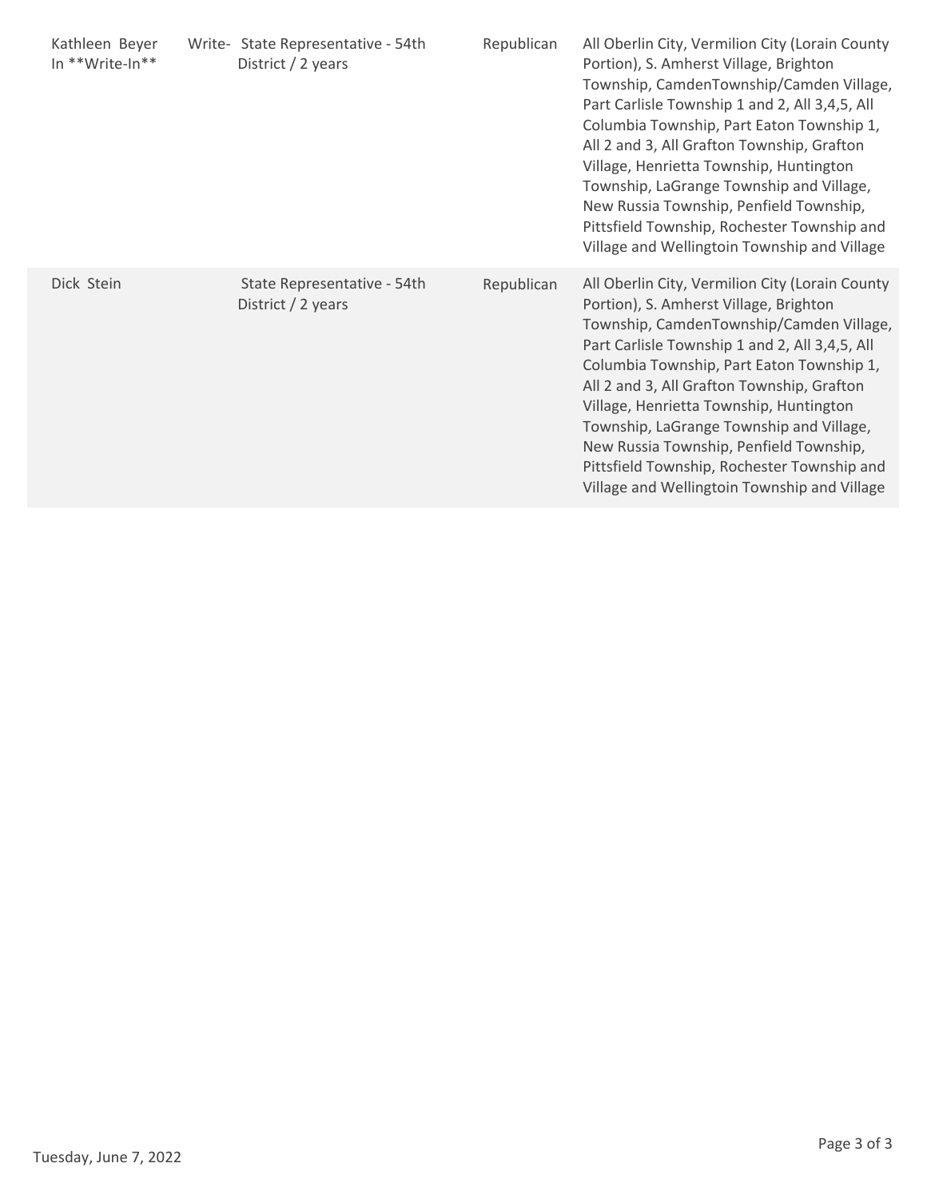| Kathleen Beyer Write-In **Write-In** | State Representative - 54th District / 2 years | Republican | All Oberlin City, Vermilion City (Lorain County Portion), S. Amherst Village, Brighton Township, CamdenTownship/Camden Village, Part Carlisle Township 1 and 2, All 3,4,5, All Columbia Township, Part Eaton Township 1, All 2 and 3, All Grafton Township, Grafton Village, Henrietta Township, Huntington Township, LaGrange Township and Village, New Russia Township, Penfield Township, Pittsfield Township, Rochester Township and Village and Wellingtoin Township and Village |
|---|---|---|---|
| Dick Stein | State Representative - 54th District / 2 years | Republican | All Oberlin City, Vermilion City (Lorain County Portion), S. Amherst Village, Brighton Township, CamdenTownship/Camden Village, Part Carlisle Township 1 and 2, All 3,4,5, All Columbia Township, Part Eaton Township 1, All 2 and 3, All Grafton Township, Grafton Village, Henrietta Township, Huntington Township, LaGrange Township and Village, New Russia Township, Penfield Township, Pittsfield Township, Rochester Township and Village and Wellingtoin Township and Village |

Tuesday, June 7, 2022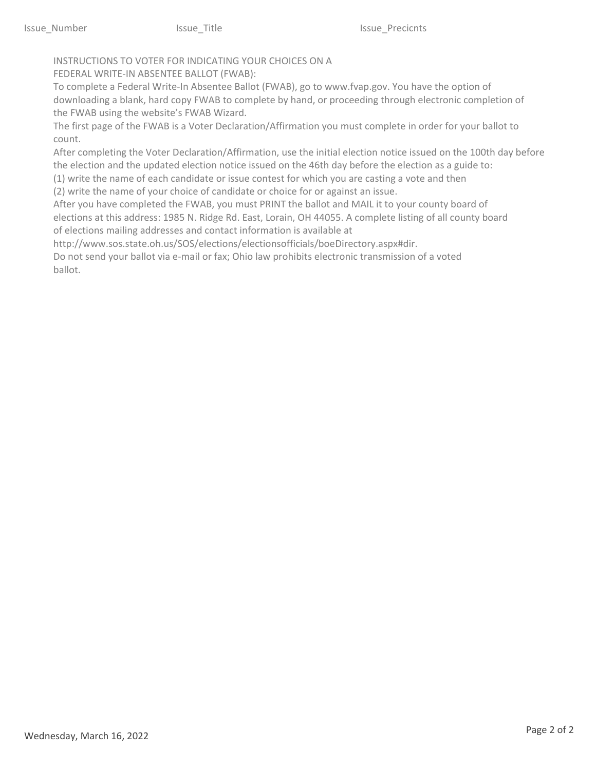| Issue_Number | Issue_Title | Issue_Precicnts |
| --- | --- | --- |

INSTRUCTIONS TO VOTER FOR INDICATING YOUR CHOICES ON A FEDERAL WRITE-IN ABSENTEE BALLOT (FWAB):

To complete a Federal Write-In Absentee Ballot (FWAB), go to www.fvap.gov. You have the option of downloading a blank, hard copy FWAB to complete by hand, or proceeding through electronic completion of the FWAB using the website's FWAB Wizard.

The first page of the FWAB is a Voter Declaration/Affirmation you must complete in order for your ballot to count.

After completing the Voter Declaration/Affirmation, use the initial election notice issued on the 100th day before the election and the updated election notice issued on the 46th day before the election as a guide to:

(1) write the name of each candidate or issue contest for which you are casting a vote and then

(2) write the name of your choice of candidate or choice for or against an issue.

After you have completed the FWAB, you must PRINT the ballot and MAIL it to your county board of elections at this address: 1985 N. Ridge Rd. East, Lorain, OH 44055. A complete listing of all county board of elections mailing addresses and contact information is available at http://www.sos.state.oh.us/SOS/elections/electionsofficials/boeDirectory.aspx#dir.

Do not send your ballot via e-mail or fax; Ohio law prohibits electronic transmission of a voted ballot.

Wednesday, March 16, 2022